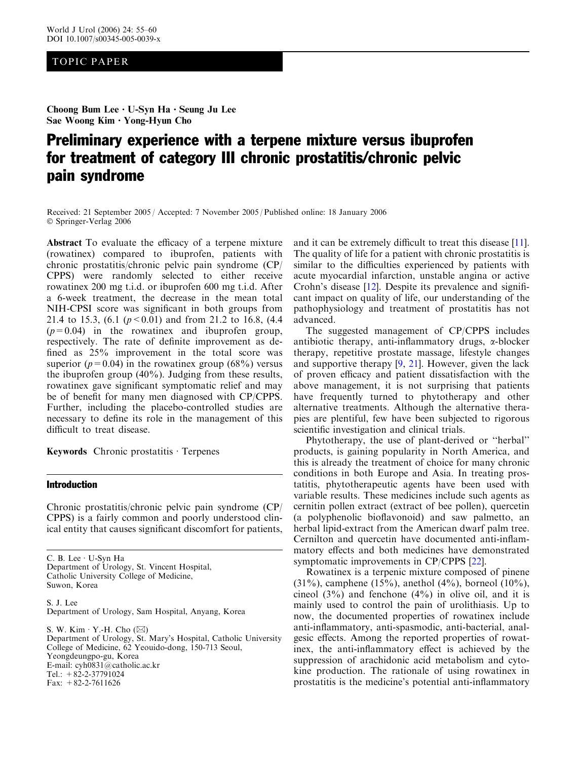TOPIC PAPER

**Choong Bum Lee · U-Syn Ha · Seung Ju Lee**
**Sae Woong Kim · Yong-Hyun Cho**

# Preliminary experience with a terpene mixture versus ibuprofen for treatment of category III chronic prostatitis/chronic pelvic pain syndrome

Received: 21 September 2005 / Accepted: 7 November 2005 / Published online: 18 January 2006
© Springer-Verlag 2006

**Abstract** To evaluate the efficacy of a terpene mixture (rowatinex) compared to ibuprofen, patients with chronic prostatitis/chronic pelvic pain syndrome (CP/CPPS) were randomly selected to either receive rowatinex 200 mg t.i.d. or ibuprofen 600 mg t.i.d. After a 6-week treatment, the decrease in the mean total NIH-CPSI score was significant in both groups from 21.4 to 15.3, (6.1 ($p<0.01$) and from 21.2 to 16.8, (4.4 ($p=0.04$) in the rowatinex and ibuprofen group, respectively. The rate of definite improvement as defined as 25% improvement in the total score was superior ($p=0.04$) in the rowatinex group (68%) versus the ibuprofen group (40%). Judging from these results, rowatinex gave significant symptomatic relief and may be of benefit for many men diagnosed with CP/CPPS. Further, including the placebo-controlled studies are necessary to define its role in the management of this difficult to treat disease.

**Keywords** Chronic prostatitis · Terpenes

## Introduction

Chronic prostatitis/chronic pelvic pain syndrome (CP/CPPS) is a fairly common and poorly understood clinical entity that causes significant discomfort for patients, and it can be extremely difficult to treat this disease [11]. The quality of life for a patient with chronic prostatitis is similar to the difficulties experienced by patients with acute myocardial infarction, unstable angina or active Crohn's disease [12]. Despite its prevalence and significant impact on quality of life, our understanding of the pathophysiology and treatment of prostatitis has not advanced.

The suggested management of CP/CPPS includes antibiotic therapy, anti-inflammatory drugs, α-blocker therapy, repetitive prostate massage, lifestyle changes and supportive therapy [9, 21]. However, given the lack of proven efficacy and patient dissatisfaction with the above management, it is not surprising that patients have frequently turned to phytotherapy and other alternative treatments. Although the alternative therapies are plentiful, few have been subjected to rigorous scientific investigation and clinical trials.

Phytotherapy, the use of plant-derived or "herbal" products, is gaining popularity in North America, and this is already the treatment of choice for many chronic conditions in both Europe and Asia. In treating prostatitis, phytotherapeutic agents have been used with variable results. These medicines include such agents as cernitin pollen extract (extract of bee pollen), quercetin (a polyphenolic bioflavonoid) and saw palmetto, an herbal lipid-extract from the American dwarf palm tree. Cernilton and quercetin have documented anti-inflammatory effects and both medicines have demonstrated symptomatic improvements in CP/CPPS [22].

Rowatinex is a terpenic mixture composed of pinene (31%), camphene (15%), anethol (4%), borneol (10%), cineol (3%) and fenchone (4%) in olive oil, and it is mainly used to control the pain of urolithiasis. Up to now, the documented properties of rowatinex include anti-inflammatory, anti-spasmodic, anti-bacterial, analgesic effects. Among the reported properties of rowatinex, the anti-inflammatory effect is achieved by the suppression of arachidonic acid metabolism and cytokine production. The rationale of using rowatinex in prostatitis is the medicine's potential anti-inflammatory

C. B. Lee · U-Syn Ha
Department of Urology, St. Vincent Hospital, Catholic University College of Medicine, Suwon, Korea

S. J. Lee
Department of Urology, Sam Hospital, Anyang, Korea

S. W. Kim · Y.-H. Cho (✉)
Department of Urology, St. Mary's Hospital, Catholic University College of Medicine, 62 Yeouido-dong, 150-713 Seoul, Yeongdeungpo-gu, Korea
E-mail: cyh0831@catholic.ac.kr
Tel.: +82-2-37791024
Fax: +82-2-7611626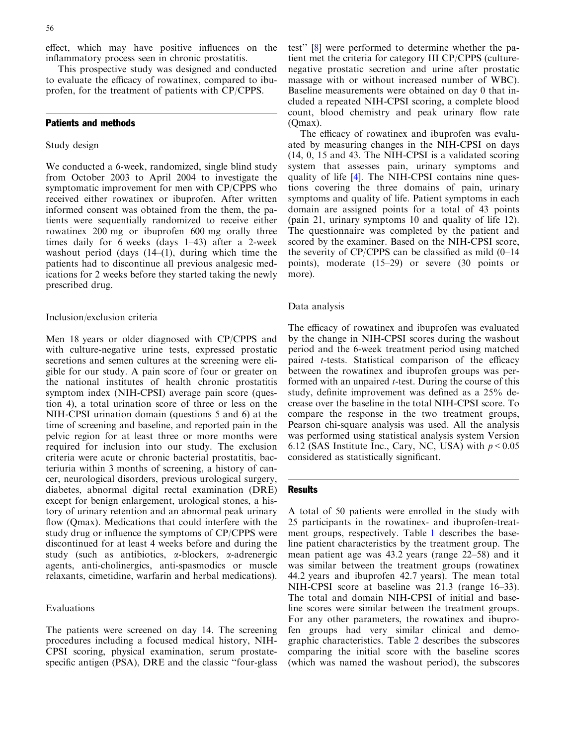effect, which may have positive influences on the inflammatory process seen in chronic prostatitis.

This prospective study was designed and conducted to evaluate the efficacy of rowatinex, compared to ibuprofen, for the treatment of patients with CP/CPPS.

## Patients and methods

### Study design

We conducted a 6-week, randomized, single blind study from October 2003 to April 2004 to investigate the symptomatic improvement for men with CP/CPPS who received either rowatinex or ibuprofen. After written informed consent was obtained from the them, the patients were sequentially randomized to receive either rowatinex 200 mg or ibuprofen 600 mg orally three times daily for 6 weeks (days 1–43) after a 2-week washout period (days (14–(1), during which time the patients had to discontinue all previous analgesic medications for 2 weeks before they started taking the newly prescribed drug.

### Inclusion/exclusion criteria

Men 18 years or older diagnosed with CP/CPPS and with culture-negative urine tests, expressed prostatic secretions and semen cultures at the screening were eligible for our study. A pain score of four or greater on the national institutes of health chronic prostatitis symptom index (NIH-CPSI) average pain score (question 4), a total urination score of three or less on the NIH-CPSI urination domain (questions 5 and 6) at the time of screening and baseline, and reported pain in the pelvic region for at least three or more months were required for inclusion into our study. The exclusion criteria were acute or chronic bacterial prostatitis, bacteriuria within 3 months of screening, a history of cancer, neurological disorders, previous urological surgery, diabetes, abnormal digital rectal examination (DRE) except for benign enlargement, urological stones, a history of urinary retention and an abnormal peak urinary flow (Qmax). Medications that could interfere with the study drug or influence the symptoms of CP/CPPS were discontinued for at least 4 weeks before and during the study (such as antibiotics, α-blockers, α-adrenergic agents, anti-cholinergics, anti-spasmodics or muscle relaxants, cimetidine, warfarin and herbal medications).

### Evaluations

The patients were screened on day 14. The screening procedures including a focused medical history, NIH-CPSI scoring, physical examination, serum prostate-specific antigen (PSA), DRE and the classic "four-glass test" [8] were performed to determine whether the patient met the criteria for category III CP/CPPS (culture-negative prostatic secretion and urine after prostatic massage with or without increased number of WBC). Baseline measurements were obtained on day 0 that included a repeated NIH-CPSI scoring, a complete blood count, blood chemistry and peak urinary flow rate (Qmax).

The efficacy of rowatinex and ibuprofen was evaluated by measuring changes in the NIH-CPSI on days (14, 0, 15 and 43. The NIH-CPSI is a validated scoring system that assesses pain, urinary symptoms and quality of life [4]. The NIH-CPSI contains nine questions covering the three domains of pain, urinary symptoms and quality of life. Patient symptoms in each domain are assigned points for a total of 43 points (pain 21, urinary symptoms 10 and quality of life 12). The questionnaire was completed by the patient and scored by the examiner. Based on the NIH-CPSI score, the severity of CP/CPPS can be classified as mild (0–14 points), moderate (15–29) or severe (30 points or more).

### Data analysis

The efficacy of rowatinex and ibuprofen was evaluated by the change in NIH-CPSI scores during the washout period and the 6-week treatment period using matched paired *t*-tests. Statistical comparison of the efficacy between the rowatinex and ibuprofen groups was performed with an unpaired *t*-test. During the course of this study, definite improvement was defined as a 25% decrease over the baseline in the total NIH-CPSI score. To compare the response in the two treatment groups, Pearson chi-square analysis was used. All the analysis was performed using statistical analysis system Version 6.12 (SAS Institute Inc., Cary, NC, USA) with $p < 0.05$ considered as statistically significant.

## Results

A total of 50 patients were enrolled in the study with 25 participants in the rowatinex- and ibuprofen-treatment groups, respectively. Table 1 describes the baseline patient characteristics by the treatment group. The mean patient age was 43.2 years (range 22–58) and it was similar between the treatment groups (rowatinex 44.2 years and ibuprofen 42.7 years). The mean total NIH-CPSI score at baseline was 21.3 (range 16–33). The total and domain NIH-CPSI of initial and baseline scores were similar between the treatment groups. For any other parameters, the rowatinex and ibuprofen groups had very similar clinical and demographic characteristics. Table 2 describes the subscores comparing the initial score with the baseline scores (which was named the washout period), the subscores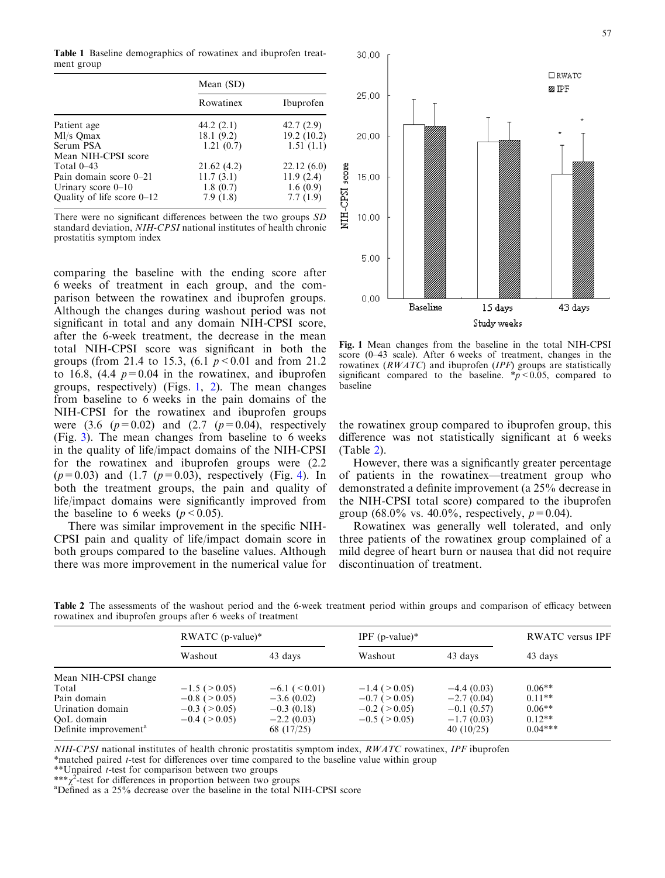**Table 1** Baseline demographics of rowatinex and ibuprofen treatment group

| | Mean (SD) | |
|---|---|---|
| | Rowatinex | Ibuprofen |
| Patient age | 44.2 (2.1) | 42.7 (2.9) |
| Ml/s Qmax | 18.1 (9.2) | 19.2 (10.2) |
| Serum PSA | 1.21 (0.7) | 1.51 (1.1) |
| Mean NIH-CPSI score | | |
| Total 0–43 | 21.62 (4.2) | 22.12 (6.0) |
| Pain domain score 0–21 | 11.7 (3.1) | 11.9 (2.4) |
| Urinary score 0–10 | 1.8 (0.7) | 1.6 (0.9) |
| Quality of life score 0–12 | 7.9 (1.8) | 7.7 (1.9) |

There were no significant differences between the two groups *SD* standard deviation, *NIH-CPSI* national institutes of health chronic prostatitis symptom index

comparing the baseline with the ending score after 6 weeks of treatment in each group, and the comparison between the rowatinex and ibuprofen groups. Although the changes during washout period was not significant in total and any domain NIH-CPSI score, after the 6-week treatment, the decrease in the mean total NIH-CPSI score was significant in both the groups (from 21.4 to 15.3, (6.1 $p < 0.01$ and from 21.2 to 16.8, (4.4 $p = 0.04$ in the rowatinex, and ibuprofen groups, respectively) (Figs. 1, 2). The mean changes from baseline to 6 weeks in the pain domains of the NIH-CPSI for the rowatinex and ibuprofen groups were (3.6 ($p = 0.02$) and (2.7 ($p = 0.04$), respectively (Fig. 3). The mean changes from baseline to 6 weeks in the quality of life/impact domains of the NIH-CPSI for the rowatinex and ibuprofen groups were (2.2 ($p = 0.03$) and (1.7 ($p = 0.03$), respectively (Fig. 4). In both the treatment groups, the pain and quality of life/impact domains were significantly improved from the baseline to 6 weeks ($p < 0.05$).

There was similar improvement in the specific NIH-CPSI pain and quality of life/impact domain score in both groups compared to the baseline values. Although there was more improvement in the numerical value for the rowatinex group compared to ibuprofen group, this difference was not statistically significant at 6 weeks (Table 2).

However, there was a significantly greater percentage of patients in the rowatinex—treatment group who demonstrated a definite improvement (a 25% decrease in the NIH-CPSI total score) compared to the ibuprofen group (68.0% vs. 40.0%, respectively, $p = 0.04$).

Rowatinex was generally well tolerated, and only three patients of the rowatinex group complained of a mild degree of heart burn or nausea that did not require discontinuation of treatment.

**Fig. 1** Mean changes from the baseline in the total NIH-CPSI score (0–43 scale). After 6 weeks of treatment, changes in the rowatinex (*RWATC*) and ibuprofen (*IPF*) groups are statistically significant compared to the baseline. $*p < 0.05$, compared to baseline

**Table 2** The assessments of the washout period and the 6-week treatment period within groups and comparison of efficacy between rowatinex and ibuprofen groups after 6 weeks of treatment

| | RWATC (p-value)* | | IPF (p-value)* | | RWATC versus IPF |
|---|---|---|---|---|---|
| | Washout | 43 days | Washout | 43 days | 43 days |
| Mean NIH-CPSI change | | | | | |
| Total | −1.5 (>0.05) | −6.1 (<0.01) | −1.4 (>0.05) | −4.4 (0.03) | 0.06** |
| Pain domain | −0.8 (>0.05) | −3.6 (0.02) | −0.7 (>0.05) | −2.7 (0.04) | 0.11** |
| Urination domain | −0.3 (>0.05) | −0.3 (0.18) | −0.2 (>0.05) | −0.1 (0.57) | 0.06** |
| QoL domain | −0.4 (>0.05) | −2.2 (0.03) | −0.5 (>0.05) | −1.7 (0.03) | 0.12** |
| Definite improvement[a] | | 68 (17/25) | | 40 (10/25) | 0.04*** |

*NIH-CPSI* national institutes of health chronic prostatitis symptom index, *RWATC* rowatinex, *IPF* ibuprofen

*matched paired *t*-test for differences over time compared to the baseline value within group

**Unpaired *t*-test for comparison between two groups

***$\chi^2$-test for differences in proportion between two groups

[a]Defined as a 25% decrease over the baseline in the total NIH-CPSI score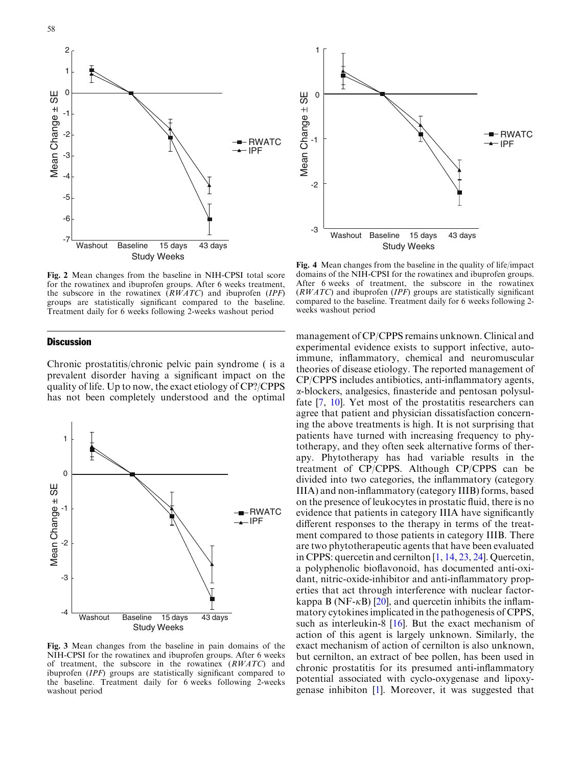Fig. 2 Mean changes from the baseline in NIH-CPSI total score for the rowatinex and ibuprofen groups. After 6 weeks treatment, the subscore in the rowatinex (*RWATC*) and ibuprofen (*IPF*) groups are statistically significant compared to the baseline. Treatment daily for 6 weeks following 2-weeks washout period

Fig. 4 Mean changes from the baseline in the quality of life/impact domains of the NIH-CPSI for the rowatinex and ibuprofen groups. After 6 weeks of treatment, the subscore in the rowatinex (*RWATC*) and ibuprofen (*IPF*) groups are statistically significant compared to the baseline. Treatment daily for 6 weeks following 2-weeks washout period

Fig. 3 Mean changes from the baseline in pain domains of the NIH-CPSI for the rowatinex and ibuprofen groups. After 6 weeks of treatment, the subscore in the rowatinex (*RWATC*) and ibuprofen (*IPF*) groups are statistically significant compared to the baseline. Treatment daily for 6 weeks following 2-weeks washout period

## Discussion

Chronic prostatitis/chronic pelvic pain syndrome ( is a prevalent disorder having a significant impact on the quality of life. Up to now, the exact etiology of CP?/CPPS has not been completely understood and the optimal management of CP/CPPS remains unknown. Clinical and experimental evidence exists to support infective, autoimmune, inflammatory, chemical and neuromuscular theories of disease etiology. The reported management of CP/CPPS includes antibiotics, anti-inflammatory agents, α-blockers, analgesics, finasteride and pentosan polysulfate [7, 10]. Yet most of the prostatitis researchers can agree that patient and physician dissatisfaction concerning the above treatments is high. It is not surprising that patients have turned with increasing frequency to phytotherapy, and they often seek alternative forms of therapy. Phytotherapy has had variable results in the treatment of CP/CPPS. Although CP/CPPS can be divided into two categories, the inflammatory (category IIIA) and non-inflammatory (category IIIB) forms, based on the presence of leukocytes in prostatic fluid, there is no evidence that patients in category IIIA have significantly different responses to the therapy in terms of the treatment compared to those patients in category IIIB. There are two phytotherapeutic agents that have been evaluated in CPPS: quercetin and cernilton [1, 14, 23, 24]. Quercetin, a polyphenolic bioflavonoid, has documented anti-oxidant, nitric-oxide-inhibitor and anti-inflammatory properties that act through interference with nuclear factor-kappa B (NF-κB) [20], and quercetin inhibits the inflammatory cytokines implicated in the pathogenesis of CPPS, such as interleukin-8 [16]. But the exact mechanism of action of this agent is largely unknown. Similarly, the exact mechanism of action of cernilton is also unknown, but cernilton, an extract of bee pollen, has been used in chronic prostatitis for its presumed anti-inflammatory potential associated with cyclo-oxygenase and lipoxygenase inhibiton [1]. Moreover, it was suggested that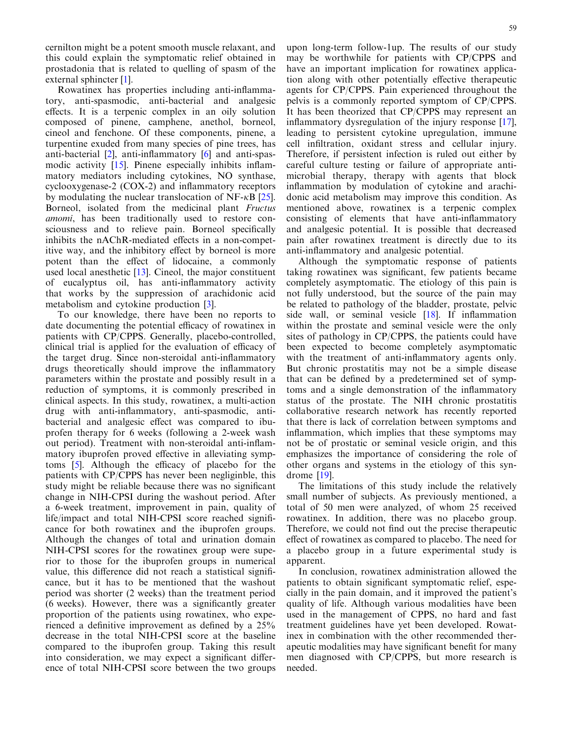cernilton might be a potent smooth muscle relaxant, and this could explain the symptomatic relief obtained in prostadonia that is related to quelling of spasm of the external sphincter [1].

Rowatinex has properties including anti-inflammatory, anti-spasmodic, anti-bacterial and analgesic effects. It is a terpenic complex in an oily solution composed of pinene, camphene, anethol, borneol, cineol and fenchone. Of these components, pinene, a turpentine exuded from many species of pine trees, has anti-bacterial [2], anti-inflammatory [6] and anti-spasmodic activity [15]. Pinene especially inhibits inflammatory mediators including cytokines, NO synthase, cyclooxygenase-2 (COX-2) and inflammatory receptors by modulating the nuclear translocation of NF-$\kappa$B [25]. Borneol, isolated from the medicinal plant *Fructus amomi*, has been traditionally used to restore consciousness and to relieve pain. Borneol specifically inhibits the nAChR-mediated effects in a non-competitive way, and the inhibitory effect by borneol is more potent than the effect of lidocaine, a commonly used local anesthetic [13]. Cineol, the major constituent of eucalyptus oil, has anti-inflammatory activity that works by the suppression of arachidonic acid metabolism and cytokine production [3].

To our knowledge, there have been no reports to date documenting the potential efficacy of rowatinex in patients with CP/CPPS. Generally, placebo-controlled, clinical trial is applied for the evaluation of efficacy of the target drug. Since non-steroidal anti-inflammatory drugs theoretically should improve the inflammatory parameters within the prostate and possibly result in a reduction of symptoms, it is commonly prescribed in clinical aspects. In this study, rowatinex, a multi-action drug with anti-inflammatory, anti-spasmodic, anti-bacterial and analgesic effect was compared to ibuprofen therapy for 6 weeks (following a 2-week wash out period). Treatment with non-steroidal anti-inflammatory ibuprofen proved effective in alleviating symptoms [5]. Although the efficacy of placebo for the patients with CP/CPPS has never been negliginble, this study might be reliable because there was no significant change in NIH-CPSI during the washout period. After a 6-week treatment, improvement in pain, quality of life/impact and total NIH-CPSI score reached significance for both rowatinex and the ibuprofen groups. Although the changes of total and urination domain NIH-CPSI scores for the rowatinex group were superior to those for the ibuprofen groups in numerical value, this difference did not reach a statistical significance, but it has to be mentioned that the washout period was shorter (2 weeks) than the treatment period (6 weeks). However, there was a significantly greater proportion of the patients using rowatinex, who experienced a definitive improvement as defined by a 25% decrease in the total NIH-CPSI score at the baseline compared to the ibuprofen group. Taking this result into consideration, we may expect a significant difference of total NIH-CPSI score between the two groups upon long-term follow-1up. The results of our study may be worthwhile for patients with CP/CPPS and have an important implication for rowatinex application along with other potentially effective therapeutic agents for CP/CPPS. Pain experienced throughout the pelvis is a commonly reported symptom of CP/CPPS. It has been theorized that CP/CPPS may represent an inflammatory dysregulation of the injury response [17], leading to persistent cytokine upregulation, immune cell infiltration, oxidant stress and cellular injury. Therefore, if persistent infection is ruled out either by careful culture testing or failure of appropriate antimicrobial therapy, therapy with agents that block inflammation by modulation of cytokine and arachidonic acid metabolism may improve this condition. As mentioned above, rowatinex is a terpenic complex consisting of elements that have anti-inflammatory and analgesic potential. It is possible that decreased pain after rowatinex treatment is directly due to its anti-inflammatory and analgesic potential.

Although the symptomatic response of patients taking rowatinex was significant, few patients became completely asymptomatic. The etiology of this pain is not fully understood, but the source of the pain may be related to pathology of the bladder, prostate, pelvic side wall, or seminal vesicle [18]. If inflammation within the prostate and seminal vesicle were the only sites of pathology in CP/CPPS, the patients could have been expected to become completely asymptomatic with the treatment of anti-inflammatory agents only. But chronic prostatitis may not be a simple disease that can be defined by a predetermined set of symptoms and a single demonstration of the inflammatory status of the prostate. The NIH chronic prostatitis collaborative research network has recently reported that there is lack of correlation between symptoms and inflammation, which implies that these symptoms may not be of prostatic or seminal vesicle origin, and this emphasizes the importance of considering the role of other organs and systems in the etiology of this syndrome [19].

The limitations of this study include the relatively small number of subjects. As previously mentioned, a total of 50 men were analyzed, of whom 25 received rowatinex. In addition, there was no placebo group. Therefore, we could not find out the precise therapeutic effect of rowatinex as compared to placebo. The need for a placebo group in a future experimental study is apparent.

In conclusion, rowatinex administration allowed the patients to obtain significant symptomatic relief, especially in the pain domain, and it improved the patient's quality of life. Although various modalities have been used in the management of CPPS, no hard and fast treatment guidelines have yet been developed. Rowatinex in combination with the other recommended therapeutic modalities may have significant benefit for many men diagnosed with CP/CPPS, but more research is needed.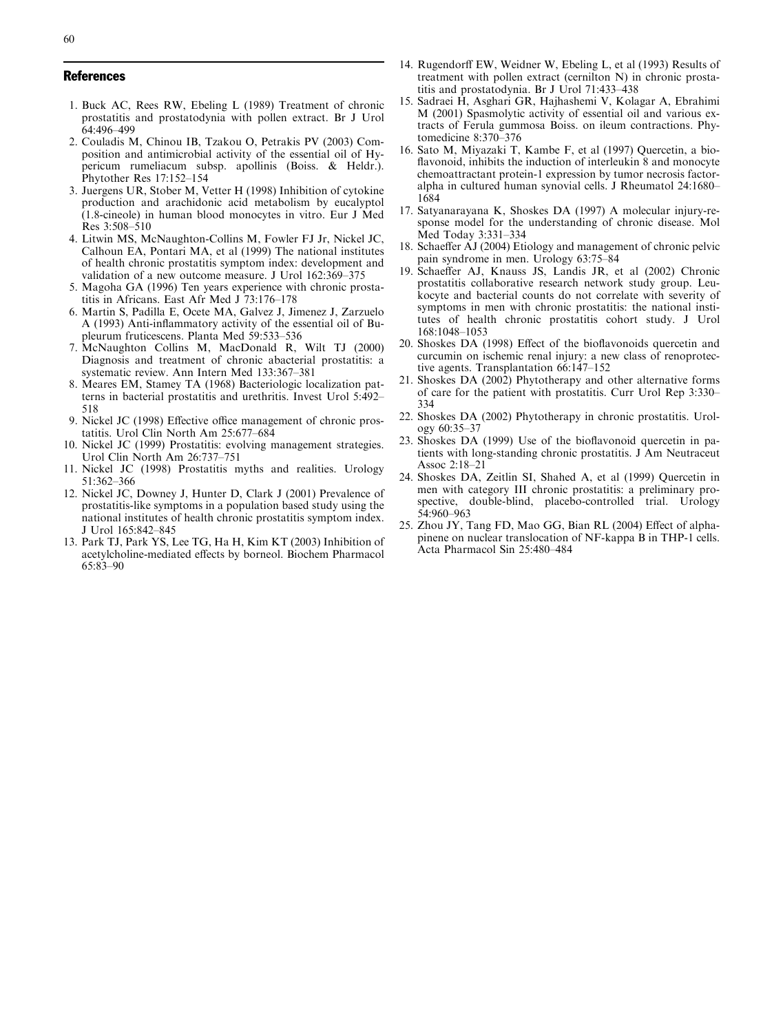## References

1. Buck AC, Rees RW, Ebeling L (1989) Treatment of chronic prostatitis and prostatodynia with pollen extract. Br J Urol 64:496–499
2. Couladis M, Chinou IB, Tzakou O, Petrakis PV (2003) Composition and antimicrobial activity of the essential oil of Hypericum rumeliacum subsp. apollinis (Boiss. & Heldr.). Phytother Res 17:152–154
3. Juergens UR, Stober M, Vetter H (1998) Inhibition of cytokine production and arachidonic acid metabolism by eucalyptol (1.8-cineole) in human blood monocytes in vitro. Eur J Med Res 3:508–510
4. Litwin MS, McNaughton-Collins M, Fowler FJ Jr, Nickel JC, Calhoun EA, Pontari MA, et al (1999) The national institutes of health chronic prostatitis symptom index: development and validation of a new outcome measure. J Urol 162:369–375
5. Magoha GA (1996) Ten years experience with chronic prostatitis in Africans. East Afr Med J 73:176–178
6. Martin S, Padilla E, Ocete MA, Galvez J, Jimenez J, Zarzuelo A (1993) Anti-inflammatory activity of the essential oil of Bupleurum fruticescens. Planta Med 59:533–536
7. McNaughton Collins M, MacDonald R, Wilt TJ (2000) Diagnosis and treatment of chronic abacterial prostatitis: a systematic review. Ann Intern Med 133:367–381
8. Meares EM, Stamey TA (1968) Bacteriologic localization patterns in bacterial prostatitis and urethritis. Invest Urol 5:492–518
9. Nickel JC (1998) Effective office management of chronic prostatitis. Urol Clin North Am 25:677–684
10. Nickel JC (1999) Prostatitis: evolving management strategies. Urol Clin North Am 26:737–751
11. Nickel JC (1998) Prostatitis myths and realities. Urology 51:362–366
12. Nickel JC, Downey J, Hunter D, Clark J (2001) Prevalence of prostatitis-like symptoms in a population based study using the national institutes of health chronic prostatitis symptom index. J Urol 165:842–845
13. Park TJ, Park YS, Lee TG, Ha H, Kim KT (2003) Inhibition of acetylcholine-mediated effects by borneol. Biochem Pharmacol 65:83–90
14. Rugendorff EW, Weidner W, Ebeling L, et al (1993) Results of treatment with pollen extract (cernilton N) in chronic prostatitis and prostatodynia. Br J Urol 71:433–438
15. Sadraei H, Asghari GR, Hajhashemi V, Kolagar A, Ebrahimi M (2001) Spasmolytic activity of essential oil and various extracts of Ferula gummosa Boiss. on ileum contractions. Phytomedicine 8:370–376
16. Sato M, Miyazaki T, Kambe F, et al (1997) Quercetin, a bioflavonoid, inhibits the induction of interleukin 8 and monocyte chemoattractant protein-1 expression by tumor necrosis factor-alpha in cultured human synovial cells. J Rheumatol 24:1680–1684
17. Satyanarayana K, Shoskes DA (1997) A molecular injury-response model for the understanding of chronic disease. Mol Med Today 3:331–334
18. Schaeffer AJ (2004) Etiology and management of chronic pelvic pain syndrome in men. Urology 63:75–84
19. Schaeffer AJ, Knauss JS, Landis JR, et al (2002) Chronic prostatitis collaborative research network study group. Leukocyte and bacterial counts do not correlate with severity of symptoms in men with chronic prostatitis: the national institutes of health chronic prostatitis cohort study. J Urol 168:1048–1053
20. Shoskes DA (1998) Effect of the bioflavonoids quercetin and curcumin on ischemic renal injury: a new class of renoprotective agents. Transplantation 66:147–152
21. Shoskes DA (2002) Phytotherapy and other alternative forms of care for the patient with prostatitis. Curr Urol Rep 3:330–334
22. Shoskes DA (2002) Phytotherapy in chronic prostatitis. Urology 60:35–37
23. Shoskes DA (1999) Use of the bioflavonoid quercetin in patients with long-standing chronic prostatitis. J Am Neutraceut Assoc 2:18–21
24. Shoskes DA, Zeitlin SI, Shahed A, et al (1999) Quercetin in men with category III chronic prostatitis: a preliminary prospective, double-blind, placebo-controlled trial. Urology 54:960–963
25. Zhou JY, Tang FD, Mao GG, Bian RL (2004) Effect of alpha-pinene on nuclear translocation of NF-kappa B in THP-1 cells. Acta Pharmacol Sin 25:480–484